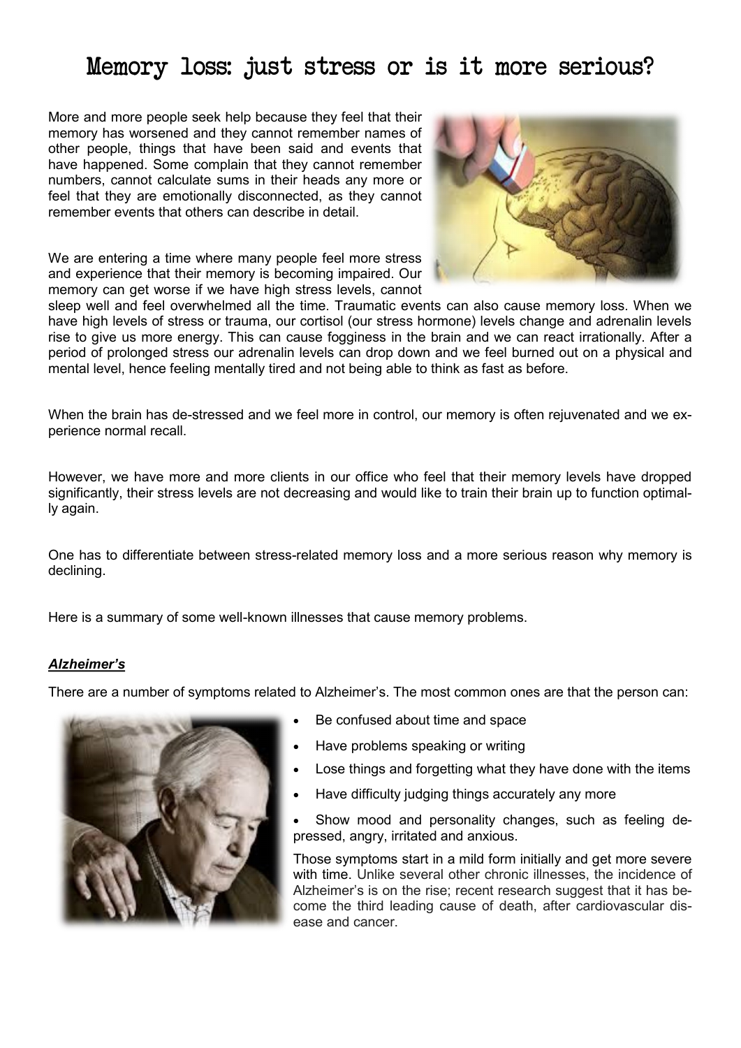# Memory loss: just stress or is it more serious?

More and more people seek help because they feel that their memory has worsened and they cannot remember names of other people, things that have been said and events that have happened. Some complain that they cannot remember numbers, cannot calculate sums in their heads any more or feel that they are emotionally disconnected, as they cannot remember events that others can describe in detail.

We are entering a time where many people feel more stress and experience that their memory is becoming impaired. Our memory can get worse if we have high stress levels, cannot sleep well and feel overwhelmed all the time. Traumatic events can also cause memory loss. When we have high levels of stress or trauma, our cortisol (our stress hormone) levels change and adrenalin levels rise to give us more energy. This can cause fogginess in the brain and we can react irrationally. After a period of prolonged stress our adrenalin levels can drop down and we feel burned out on a physical and mental level, hence feeling mentally tired and not being able to think as fast as before.

When the brain has de-stressed and we feel more in control, our memory is often rejuvenated and we experience normal recall.

However, we have more and more clients in our office who feel that their memory levels have dropped significantly, their stress levels are not decreasing and would like to train their brain up to function optimally again.

One has to differentiate between stress-related memory loss and a more serious reason why memory is declining.

Here is a summary of some well-known illnesses that cause memory problems.

***Alzheimer's***

There are a number of symptoms related to Alzheimer's. The most common ones are that the person can:

- Be confused about time and space
- Have problems speaking or writing
- Lose things and forgetting what they have done with the items
- Have difficulty judging things accurately any more
- Show mood and personality changes, such as feeling depressed, angry, irritated and anxious.

Those symptoms start in a mild form initially and get more severe with time. Unlike several other chronic illnesses, the incidence of Alzheimer's is on the rise; recent research suggest that it has become the third leading cause of death, after cardiovascular disease and cancer.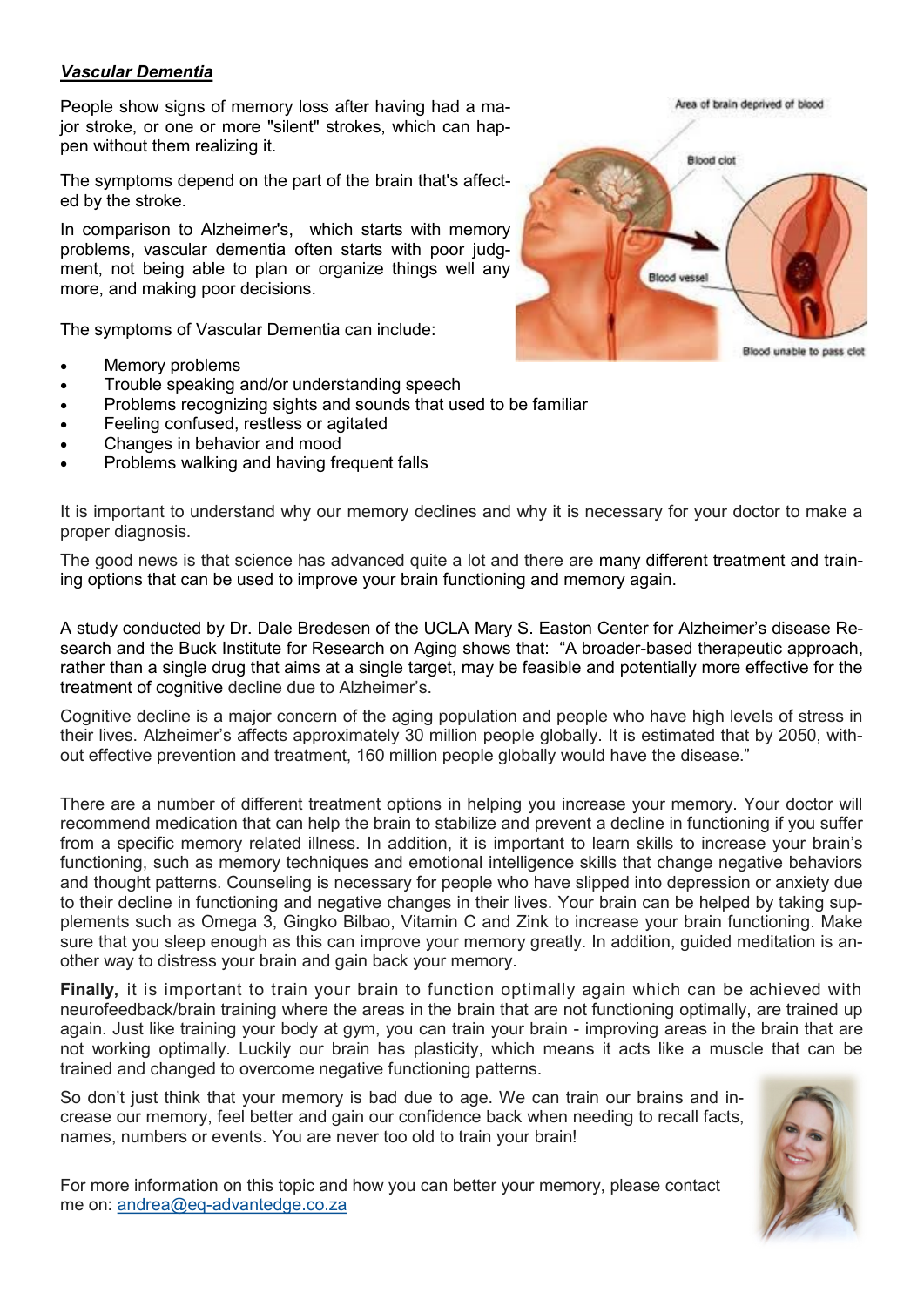***Vascular Dementia***

People show signs of memory loss after having had a major stroke, or one or more "silent" strokes, which can happen without them realizing it.

The symptoms depend on the part of the brain that's affected by the stroke.

In comparison to Alzheimer's, which starts with memory problems, vascular dementia often starts with poor judgment, not being able to plan or organize things well any more, and making poor decisions.

The symptoms of Vascular Dementia can include:

- Memory problems
- Trouble speaking and/or understanding speech
- Problems recognizing sights and sounds that used to be familiar
- Feeling confused, restless or agitated
- Changes in behavior and mood
- Problems walking and having frequent falls

It is important to understand why our memory declines and why it is necessary for your doctor to make a proper diagnosis.

The good news is that science has advanced quite a lot and there are many different treatment and training options that can be used to improve your brain functioning and memory again.

A study conducted by Dr. Dale Bredesen of the UCLA Mary S. Easton Center for Alzheimer's disease Research and the Buck Institute for Research on Aging shows that: "A broader-based therapeutic approach, rather than a single drug that aims at a single target, may be feasible and potentially more effective for the treatment of cognitive decline due to Alzheimer's.

Cognitive decline is a major concern of the aging population and people who have high levels of stress in their lives. Alzheimer's affects approximately 30 million people globally. It is estimated that by 2050, without effective prevention and treatment, 160 million people globally would have the disease."

There are a number of different treatment options in helping you increase your memory. Your doctor will recommend medication that can help the brain to stabilize and prevent a decline in functioning if you suffer from a specific memory related illness. In addition, it is important to learn skills to increase your brain's functioning, such as memory techniques and emotional intelligence skills that change negative behaviors and thought patterns. Counseling is necessary for people who have slipped into depression or anxiety due to their decline in functioning and negative changes in their lives. Your brain can be helped by taking supplements such as Omega 3, Gingko Bilbao, Vitamin C and Zink to increase your brain functioning. Make sure that you sleep enough as this can improve your memory greatly. In addition, guided meditation is another way to distress your brain and gain back your memory.

**Finally,** it is important to train your brain to function optimally again which can be achieved with neurofeedback/brain training where the areas in the brain that are not functioning optimally, are trained up again. Just like training your body at gym, you can train your brain - improving areas in the brain that are not working optimally. Luckily our brain has plasticity, which means it acts like a muscle that can be trained and changed to overcome negative functioning patterns.

So don't just think that your memory is bad due to age. We can train our brains and increase our memory, feel better and gain our confidence back when needing to recall facts, names, numbers or events. You are never too old to train your brain!

For more information on this topic and how you can better your memory, please contact me on: andrea@eq-advantedge.co.za